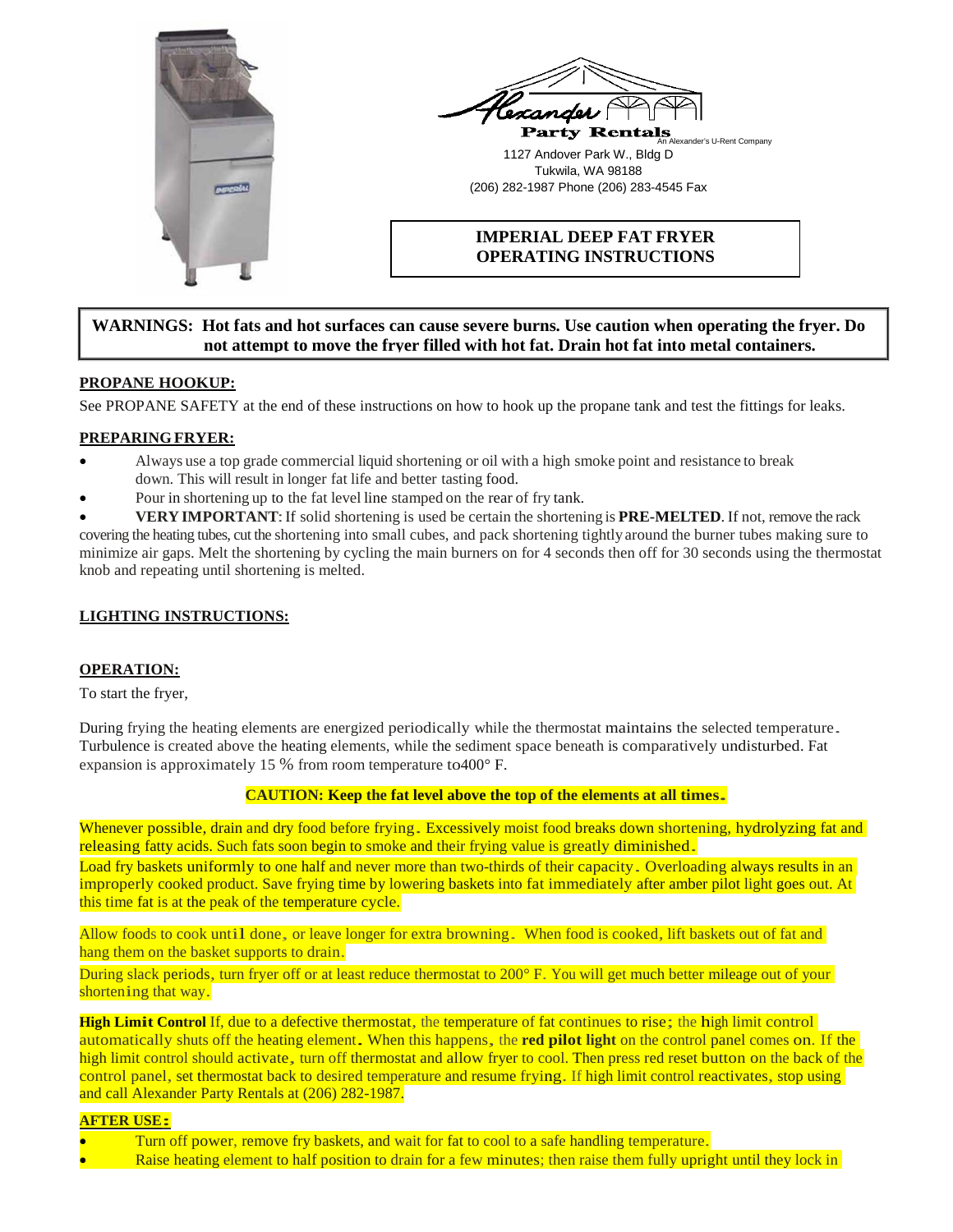Alexander Party Rentals
An Alexander's U-Rent Company

1127 Andover Park W., Bldg D
Tukwila, WA 98188
(206) 282-1987 Phone (206) 283-4545 Fax

# IMPERIAL DEEP FAT FRYER OPERATING INSTRUCTIONS

**WARNINGS: Hot fats and hot surfaces can cause severe burns. Use caution when operating the fryer. Do not attempt to move the fryer filled with hot fat. Drain hot fat into metal containers.**

## PROPANE HOOKUP:

See PROPANE SAFETY at the end of these instructions on how to hook up the propane tank and test the fittings for leaks.

## PREPARING FRYER:

- Always use a top grade commercial liquid shortening or oil with a high smoke point and resistance to break down. This will result in longer fat life and better tasting food.
- Pour in shortening up to the fat level line stamped on the rear of fry tank.
- **VERY IMPORTANT**: If solid shortening is used be certain the shortening is **PRE-MELTED**. If not, remove the rack covering the heating tubes, cut the shortening into small cubes, and pack shortening tightly around the burner tubes making sure to minimize air gaps. Melt the shortening by cycling the main burners on for 4 seconds then off for 30 seconds using the thermostat knob and repeating until shortening is melted.

## LIGHTING INSTRUCTIONS:

## OPERATION:

To start the fryer,

During frying the heating elements are energized periodically while the thermostat maintains the selected temperature. Turbulence is created above the heating elements, while the sediment space beneath is comparatively undisturbed. Fat expansion is approximately 15 % from room temperature to400° F.

**CAUTION: Keep the fat level above the top of the elements at all times.**

Whenever possible, drain and dry food before frying. Excessively moist food breaks down shortening, hydrolyzing fat and releasing fatty acids. Such fats soon begin to smoke and their frying value is greatly diminished.

Load fry baskets uniformly to one half and never more than two-thirds of their capacity. Overloading always results in an improperly cooked product. Save frying time by lowering baskets into fat immediately after amber pilot light goes out. At this time fat is at the peak of the temperature cycle.

Allow foods to cook until done, or leave longer for extra browning. When food is cooked, lift baskets out of fat and hang them on the basket supports to drain.

During slack periods, turn fryer off or at least reduce thermostat to 200° F. You will get much better mileage out of your shortening that way.

**High Limit Control** If, due to a defective thermostat, the temperature of fat continues to rise; the high limit control automatically shuts off the heating element. When this happens, the **red pilot light** on the control panel comes on. If the high limit control should activate, turn off thermostat and allow fryer to cool. Then press red reset button on the back of the control panel, set thermostat back to desired temperature and resume frying. If high limit control reactivates, stop using and call Alexander Party Rentals at (206) 282-1987.

## AFTER USE:

- Turn off power, remove fry baskets, and wait for fat to cool to a safe handling temperature.
- Raise heating element to half position to drain for a few minutes; then raise them fully upright until they lock in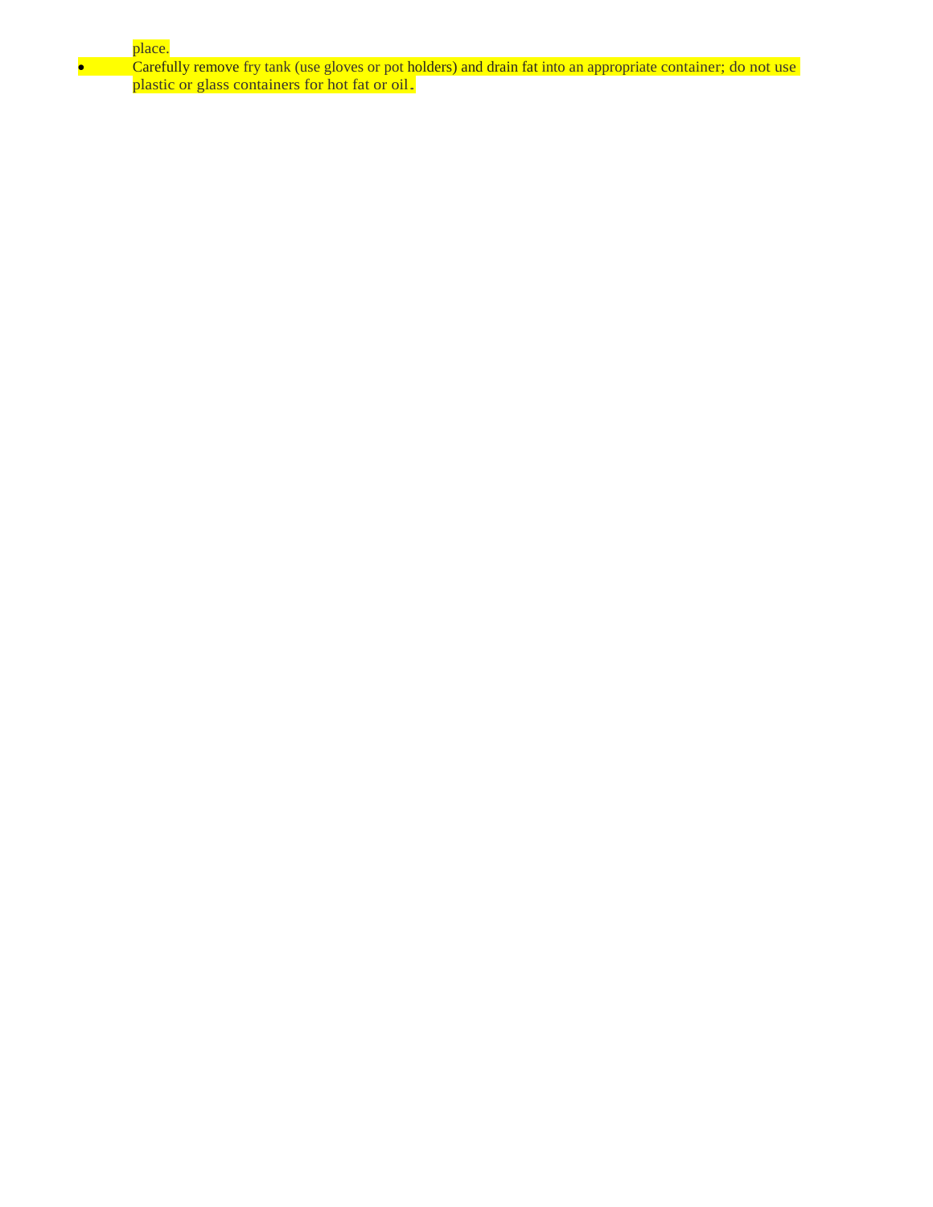place.

- Carefully remove fry tank (use gloves or pot holders) and drain fat into an appropriate container; do not use plastic or glass containers for hot fat or oil.